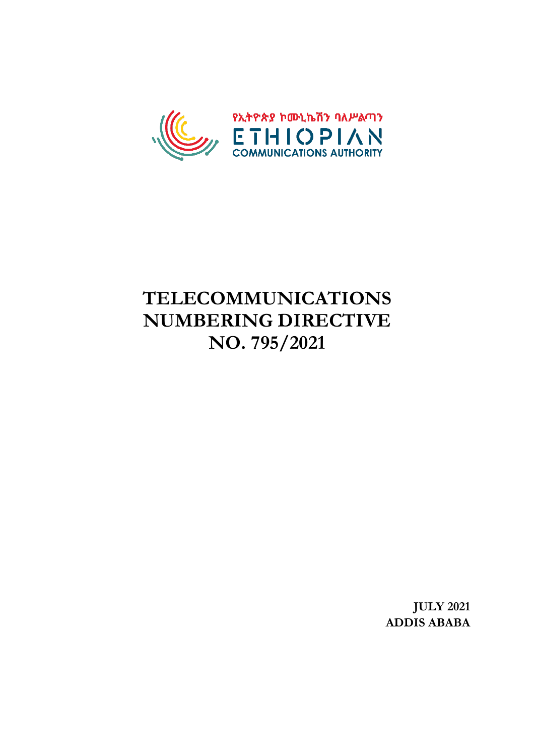የኢትዮጵያ ኮሙኒኬሽን ባለሥልጣን

ETHIOPIAN

COMMUNICATIONS AUTHORITY

# TELECOMMUNICATIONS NUMBERING DIRECTIVE NO. 795/2021

**JULY 2021**
**ADDIS ABABA**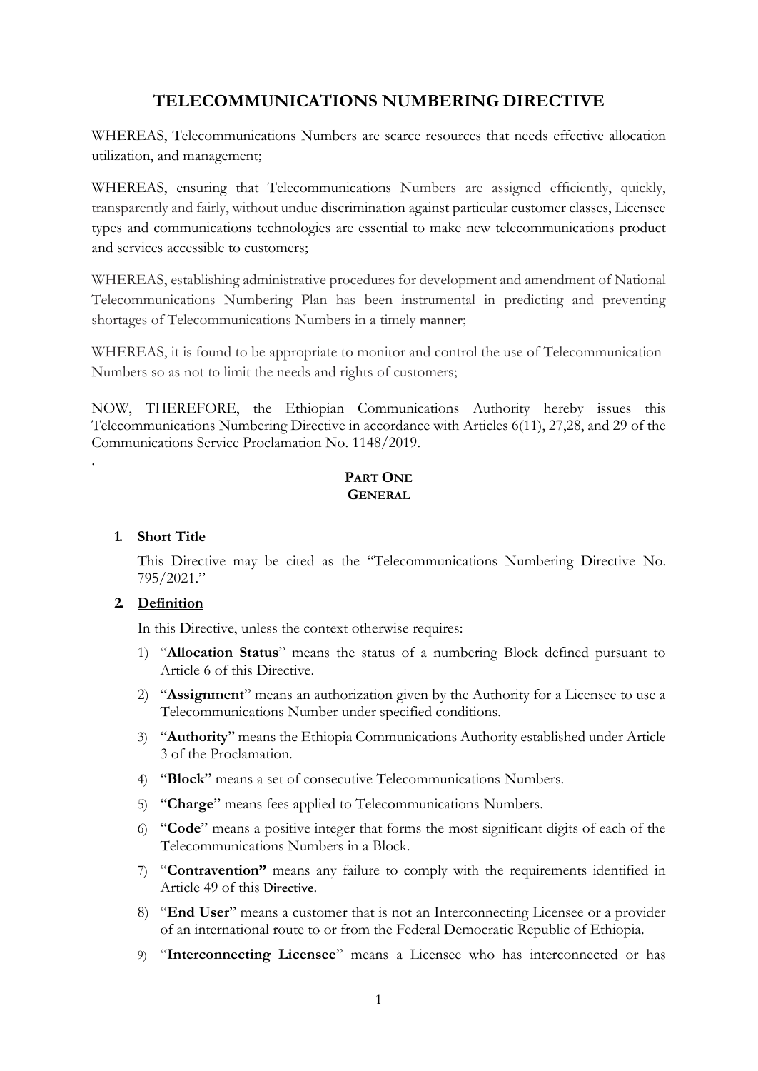# TELECOMMUNICATIONS NUMBERING DIRECTIVE

WHEREAS, Telecommunications Numbers are scarce resources that needs effective allocation utilization, and management;

WHEREAS, ensuring that Telecommunications Numbers are assigned efficiently, quickly, transparently and fairly, without undue discrimination against particular customer classes, Licensee types and communications technologies are essential to make new telecommunications product and services accessible to customers;

WHEREAS, establishing administrative procedures for development and amendment of National Telecommunications Numbering Plan has been instrumental in predicting and preventing shortages of Telecommunications Numbers in a timely manner;

WHEREAS, it is found to be appropriate to monitor and control the use of Telecommunication Numbers so as not to limit the needs and rights of customers;

NOW, THEREFORE, the Ethiopian Communications Authority hereby issues this Telecommunications Numbering Directive in accordance with Articles 6(11), 27,28, and 29 of the Communications Service Proclamation No. 1148/2019.

## PART ONE
## GENERAL

### 1. Short Title

This Directive may be cited as the "Telecommunications Numbering Directive No. 795/2021."

### 2. Definition

In this Directive, unless the context otherwise requires:

1) "**Allocation Status**" means the status of a numbering Block defined pursuant to Article 6 of this Directive.
2) "**Assignment**" means an authorization given by the Authority for a Licensee to use a Telecommunications Number under specified conditions.
3) "**Authority**" means the Ethiopia Communications Authority established under Article 3 of the Proclamation.
4) "**Block**" means a set of consecutive Telecommunications Numbers.
5) "**Charge**" means fees applied to Telecommunications Numbers.
6) "**Code**" means a positive integer that forms the most significant digits of each of the Telecommunications Numbers in a Block.
7) "**Contravention"** means any failure to comply with the requirements identified in Article 49 of this Directive.
8) "**End User**" means a customer that is not an Interconnecting Licensee or a provider of an international route to or from the Federal Democratic Republic of Ethiopia.
9) "**Interconnecting Licensee**" means a Licensee who has interconnected or has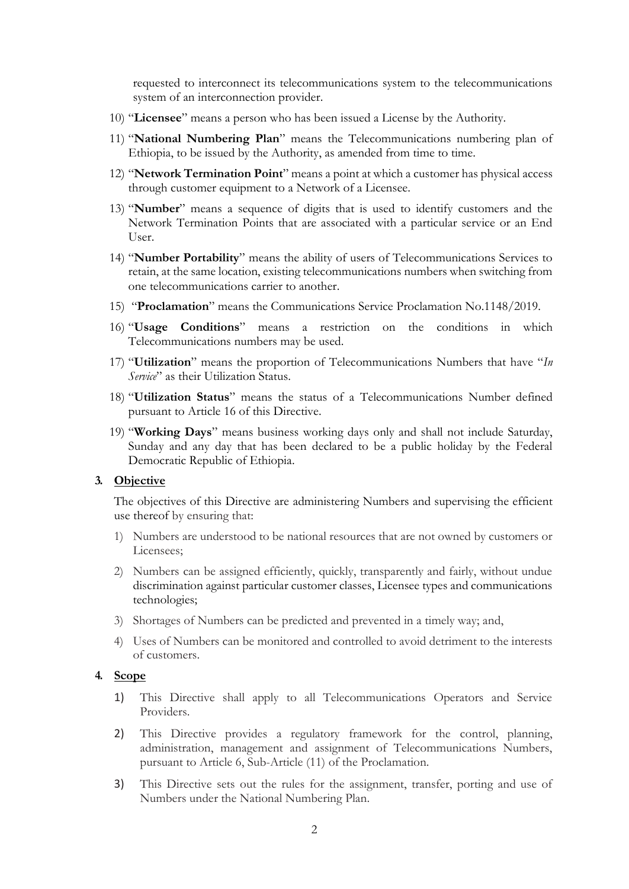requested to interconnect its telecommunications system to the telecommunications system of an interconnection provider.

10) "**Licensee**" means a person who has been issued a License by the Authority.

11) "**National Numbering Plan**" means the Telecommunications numbering plan of Ethiopia, to be issued by the Authority, as amended from time to time.

12) "**Network Termination Point**" means a point at which a customer has physical access through customer equipment to a Network of a Licensee.

13) "**Number**" means a sequence of digits that is used to identify customers and the Network Termination Points that are associated with a particular service or an End User.

14) "**Number Portability**" means the ability of users of Telecommunications Services to retain, at the same location, existing telecommunications numbers when switching from one telecommunications carrier to another.

15) "**Proclamation**" means the Communications Service Proclamation No.1148/2019.

16) "**Usage Conditions**" means a restriction on the conditions in which Telecommunications numbers may be used.

17) "**Utilization**" means the proportion of Telecommunications Numbers that have "*In Service*" as their Utilization Status.

18) "**Utilization Status**" means the status of a Telecommunications Number defined pursuant to Article 16 of this Directive.

19) "**Working Days**" means business working days only and shall not include Saturday, Sunday and any day that has been declared to be a public holiday by the Federal Democratic Republic of Ethiopia.

## 3. Objective

The objectives of this Directive are administering Numbers and supervising the efficient use thereof by ensuring that:

1) Numbers are understood to be national resources that are not owned by customers or Licensees;
2) Numbers can be assigned efficiently, quickly, transparently and fairly, without undue discrimination against particular customer classes, Licensee types and communications technologies;
3) Shortages of Numbers can be predicted and prevented in a timely way; and,
4) Uses of Numbers can be monitored and controlled to avoid detriment to the interests of customers.

## 4. Scope

1) This Directive shall apply to all Telecommunications Operators and Service Providers.
2) This Directive provides a regulatory framework for the control, planning, administration, management and assignment of Telecommunications Numbers, pursuant to Article 6, Sub-Article (11) of the Proclamation.
3) This Directive sets out the rules for the assignment, transfer, porting and use of Numbers under the National Numbering Plan.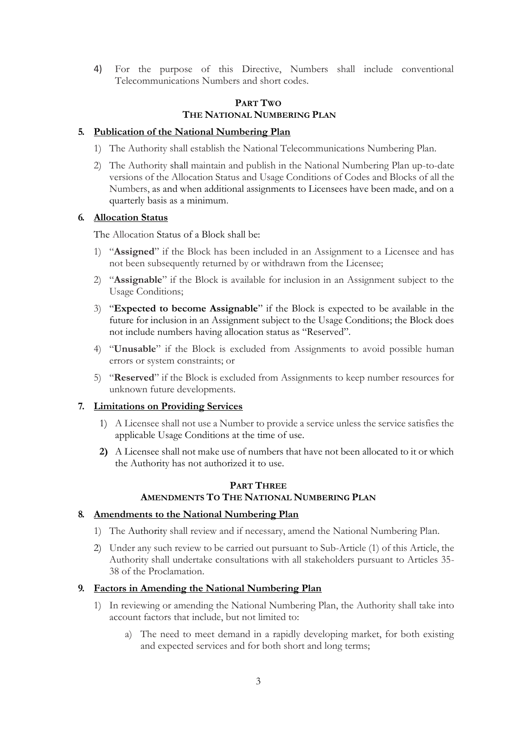4) For the purpose of this Directive, Numbers shall include conventional Telecommunications Numbers and short codes.

## PART TWO
## THE NATIONAL NUMBERING PLAN

### 5. Publication of the National Numbering Plan

1) The Authority shall establish the National Telecommunications Numbering Plan.
2) The Authority shall maintain and publish in the National Numbering Plan up-to-date versions of the Allocation Status and Usage Conditions of Codes and Blocks of all the Numbers, as and when additional assignments to Licensees have been made, and on a quarterly basis as a minimum.

### 6. Allocation Status

The Allocation Status of a Block shall be:

1) "**Assigned**" if the Block has been included in an Assignment to a Licensee and has not been subsequently returned by or withdrawn from the Licensee;
2) "**Assignable**" if the Block is available for inclusion in an Assignment subject to the Usage Conditions;
3) "**Expected to become Assignable**" if the Block is expected to be available in the future for inclusion in an Assignment subject to the Usage Conditions; the Block does not include numbers having allocation status as "Reserved".
4) "**Unusable**" if the Block is excluded from Assignments to avoid possible human errors or system constraints; or
5) "**Reserved**" if the Block is excluded from Assignments to keep number resources for unknown future developments.

### 7. Limitations on Providing Services

1) A Licensee shall not use a Number to provide a service unless the service satisfies the applicable Usage Conditions at the time of use.
2) A Licensee shall not make use of numbers that have not been allocated to it or which the Authority has not authorized it to use.

## PART THREE
## AMENDMENTS TO THE NATIONAL NUMBERING PLAN

### 8. Amendments to the National Numbering Plan

1) The Authority shall review and if necessary, amend the National Numbering Plan.
2) Under any such review to be carried out pursuant to Sub-Article (1) of this Article, the Authority shall undertake consultations with all stakeholders pursuant to Articles 35-38 of the Proclamation.

### 9. Factors in Amending the National Numbering Plan

1) In reviewing or amending the National Numbering Plan, the Authority shall take into account factors that include, but not limited to:
   a) The need to meet demand in a rapidly developing market, for both existing and expected services and for both short and long terms;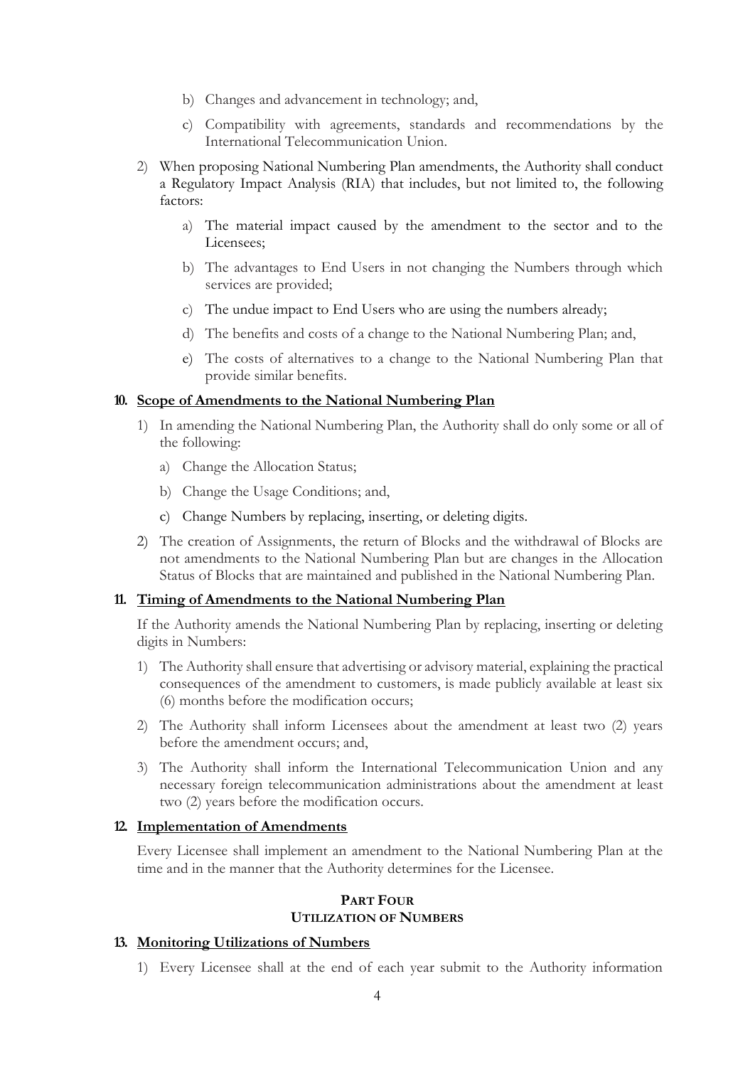b) Changes and advancement in technology; and,

c) Compatibility with agreements, standards and recommendations by the International Telecommunication Union.

2) When proposing National Numbering Plan amendments, the Authority shall conduct a Regulatory Impact Analysis (RIA) that includes, but not limited to, the following factors:

   a) The material impact caused by the amendment to the sector and to the Licensees;

   b) The advantages to End Users in not changing the Numbers through which services are provided;

   c) The undue impact to End Users who are using the numbers already;

   d) The benefits and costs of a change to the National Numbering Plan; and,

   e) The costs of alternatives to a change to the National Numbering Plan that provide similar benefits.

### 10. Scope of Amendments to the National Numbering Plan

1) In amending the National Numbering Plan, the Authority shall do only some or all of the following:

   a) Change the Allocation Status;

   b) Change the Usage Conditions; and,

   c) Change Numbers by replacing, inserting, or deleting digits.

2) The creation of Assignments, the return of Blocks and the withdrawal of Blocks are not amendments to the National Numbering Plan but are changes in the Allocation Status of Blocks that are maintained and published in the National Numbering Plan.

### 11. Timing of Amendments to the National Numbering Plan

If the Authority amends the National Numbering Plan by replacing, inserting or deleting digits in Numbers:

1) The Authority shall ensure that advertising or advisory material, explaining the practical consequences of the amendment to customers, is made publicly available at least six (6) months before the modification occurs;

2) The Authority shall inform Licensees about the amendment at least two (2) years before the amendment occurs; and,

3) The Authority shall inform the International Telecommunication Union and any necessary foreign telecommunication administrations about the amendment at least two (2) years before the modification occurs.

### 12. Implementation of Amendments

Every Licensee shall implement an amendment to the National Numbering Plan at the time and in the manner that the Authority determines for the Licensee.

## PART FOUR
## UTILIZATION OF NUMBERS

### 13. Monitoring Utilizations of Numbers

1) Every Licensee shall at the end of each year submit to the Authority information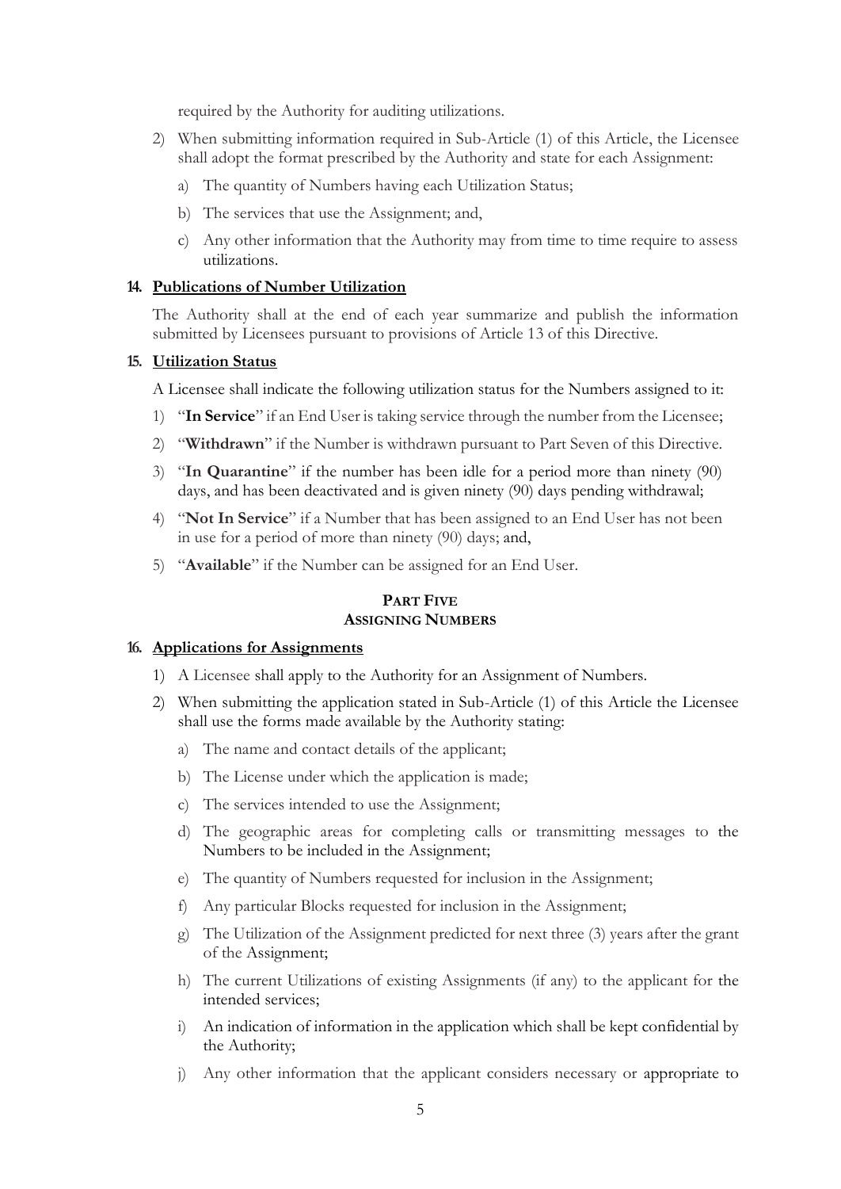required by the Authority for auditing utilizations.

2) When submitting information required in Sub-Article (1) of this Article, the Licensee shall adopt the format prescribed by the Authority and state for each Assignment:

   a) The quantity of Numbers having each Utilization Status;

   b) The services that use the Assignment; and,

   c) Any other information that the Authority may from time to time require to assess utilizations.

### 14. Publications of Number Utilization

The Authority shall at the end of each year summarize and publish the information submitted by Licensees pursuant to provisions of Article 13 of this Directive.

### 15. Utilization Status

A Licensee shall indicate the following utilization status for the Numbers assigned to it:

1) "**In Service**" if an End User is taking service through the number from the Licensee;

2) "**Withdrawn**" if the Number is withdrawn pursuant to Part Seven of this Directive.

3) "**In Quarantine**" if the number has been idle for a period more than ninety (90) days, and has been deactivated and is given ninety (90) days pending withdrawal;

4) "**Not In Service**" if a Number that has been assigned to an End User has not been in use for a period of more than ninety (90) days; and,

5) "**Available**" if the Number can be assigned for an End User.

## PART FIVE
## ASSIGNING NUMBERS

### 16. Applications for Assignments

1) A Licensee shall apply to the Authority for an Assignment of Numbers.

2) When submitting the application stated in Sub-Article (1) of this Article the Licensee shall use the forms made available by the Authority stating:

   a) The name and contact details of the applicant;

   b) The License under which the application is made;

   c) The services intended to use the Assignment;

   d) The geographic areas for completing calls or transmitting messages to the Numbers to be included in the Assignment;

   e) The quantity of Numbers requested for inclusion in the Assignment;

   f) Any particular Blocks requested for inclusion in the Assignment;

   g) The Utilization of the Assignment predicted for next three (3) years after the grant of the Assignment;

   h) The current Utilizations of existing Assignments (if any) to the applicant for the intended services;

   i) An indication of information in the application which shall be kept confidential by the Authority;

   j) Any other information that the applicant considers necessary or appropriate to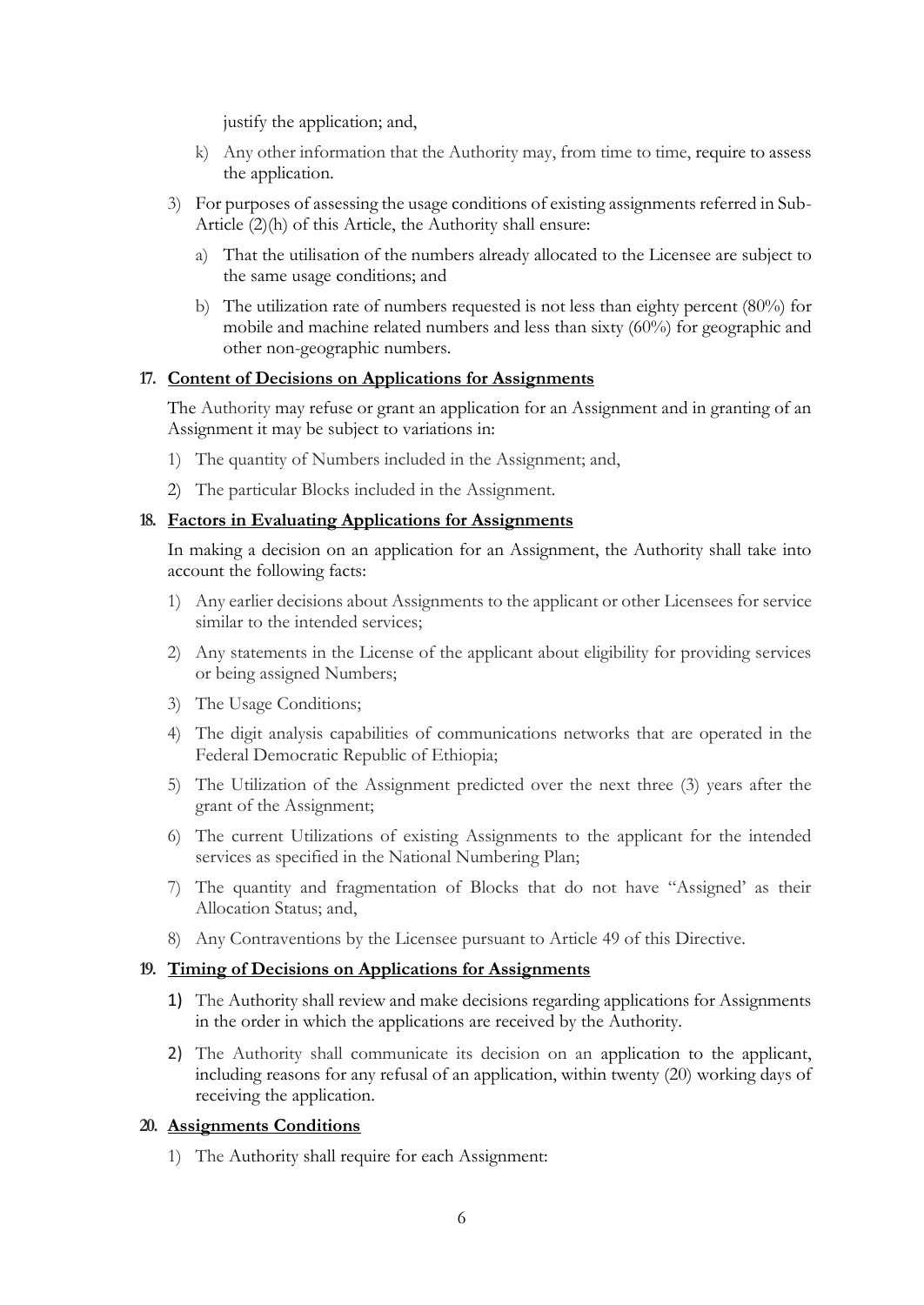justify the application; and,

k) Any other information that the Authority may, from time to time, require to assess the application.

3) For purposes of assessing the usage conditions of existing assignments referred in Sub-Article (2)(h) of this Article, the Authority shall ensure:

   a) That the utilisation of the numbers already allocated to the Licensee are subject to the same usage conditions; and

   b) The utilization rate of numbers requested is not less than eighty percent (80%) for mobile and machine related numbers and less than sixty (60%) for geographic and other non-geographic numbers.

**17. Content of Decisions on Applications for Assignments**

The Authority may refuse or grant an application for an Assignment and in granting of an Assignment it may be subject to variations in:

1) The quantity of Numbers included in the Assignment; and,
2) The particular Blocks included in the Assignment.

**18. Factors in Evaluating Applications for Assignments**

In making a decision on an application for an Assignment, the Authority shall take into account the following facts:

1) Any earlier decisions about Assignments to the applicant or other Licensees for service similar to the intended services;
2) Any statements in the License of the applicant about eligibility for providing services or being assigned Numbers;
3) The Usage Conditions;
4) The digit analysis capabilities of communications networks that are operated in the Federal Democratic Republic of Ethiopia;
5) The Utilization of the Assignment predicted over the next three (3) years after the grant of the Assignment;
6) The current Utilizations of existing Assignments to the applicant for the intended services as specified in the National Numbering Plan;
7) The quantity and fragmentation of Blocks that do not have "Assigned' as their Allocation Status; and,
8) Any Contraventions by the Licensee pursuant to Article 49 of this Directive.

**19. Timing of Decisions on Applications for Assignments**

1) The Authority shall review and make decisions regarding applications for Assignments in the order in which the applications are received by the Authority.
2) The Authority shall communicate its decision on an application to the applicant, including reasons for any refusal of an application, within twenty (20) working days of receiving the application.

**20. Assignments Conditions**

1) The Authority shall require for each Assignment: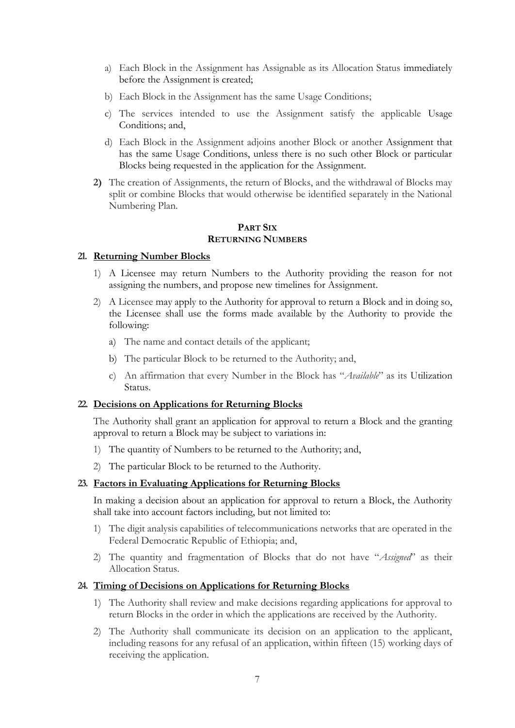a) Each Block in the Assignment has Assignable as its Allocation Status immediately before the Assignment is created;

b) Each Block in the Assignment has the same Usage Conditions;

c) The services intended to use the Assignment satisfy the applicable Usage Conditions; and,

d) Each Block in the Assignment adjoins another Block or another Assignment that has the same Usage Conditions, unless there is no such other Block or particular Blocks being requested in the application for the Assignment.

**2)** The creation of Assignments, the return of Blocks, and the withdrawal of Blocks may split or combine Blocks that would otherwise be identified separately in the National Numbering Plan.

## PART SIX
## RETURNING NUMBERS

### 21. Returning Number Blocks

1) A Licensee may return Numbers to the Authority providing the reason for not assigning the numbers, and propose new timelines for Assignment.

2) A Licensee may apply to the Authority for approval to return a Block and in doing so, the Licensee shall use the forms made available by the Authority to provide the following:

   a) The name and contact details of the applicant;

   b) The particular Block to be returned to the Authority; and,

   c) An affirmation that every Number in the Block has "*Available*" as its Utilization Status.

### 22. Decisions on Applications for Returning Blocks

The Authority shall grant an application for approval to return a Block and the granting approval to return a Block may be subject to variations in:

1) The quantity of Numbers to be returned to the Authority; and,

2) The particular Block to be returned to the Authority.

### 23. Factors in Evaluating Applications for Returning Blocks

In making a decision about an application for approval to return a Block, the Authority shall take into account factors including, but not limited to:

1) The digit analysis capabilities of telecommunications networks that are operated in the Federal Democratic Republic of Ethiopia; and,

2) The quantity and fragmentation of Blocks that do not have "*Assigned*" as their Allocation Status.

### 24. Timing of Decisions on Applications for Returning Blocks

1) The Authority shall review and make decisions regarding applications for approval to return Blocks in the order in which the applications are received by the Authority.

2) The Authority shall communicate its decision on an application to the applicant, including reasons for any refusal of an application, within fifteen (15) working days of receiving the application.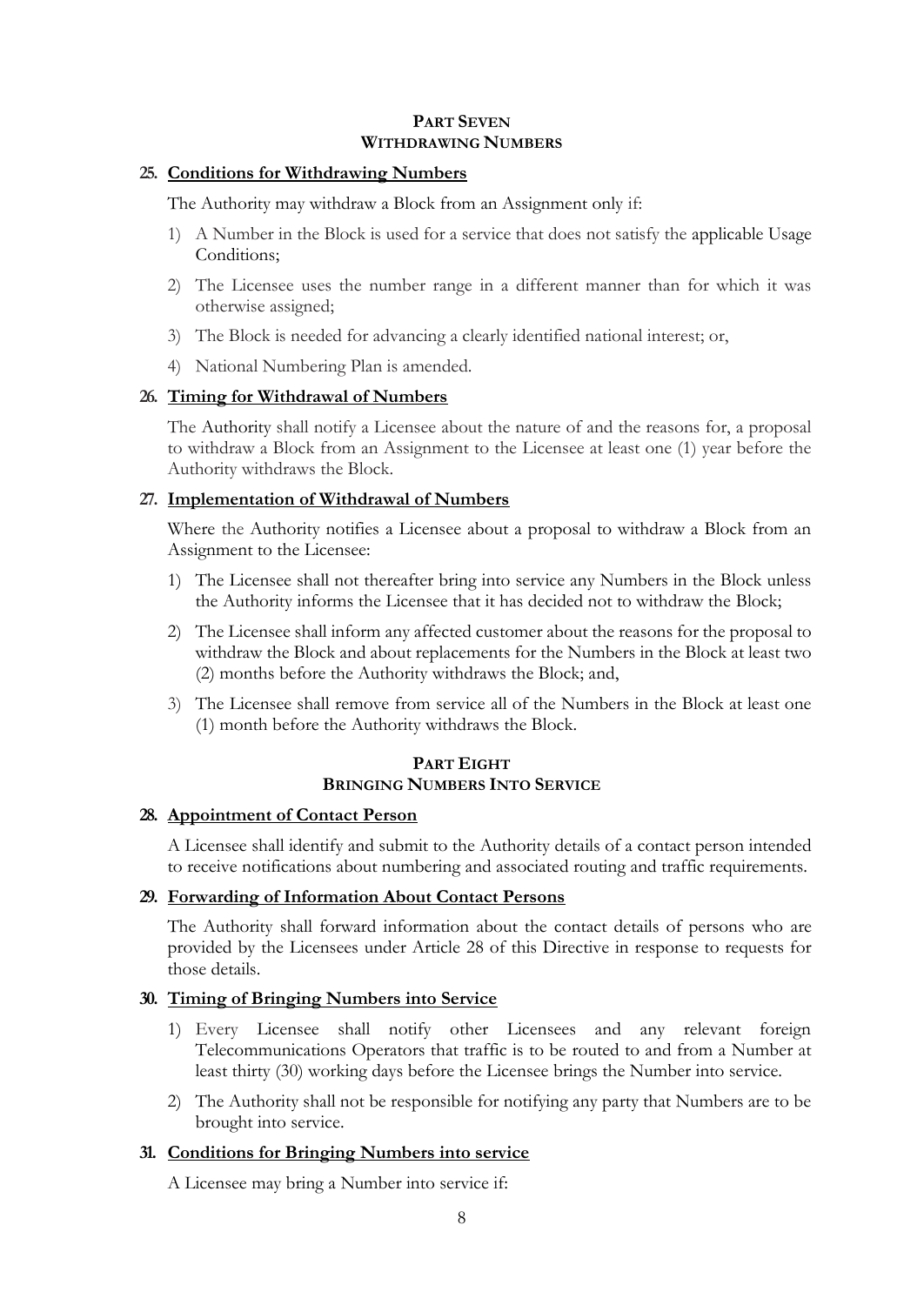## PART SEVEN
## WITHDRAWING NUMBERS

**25. Conditions for Withdrawing Numbers**

The Authority may withdraw a Block from an Assignment only if:

1) A Number in the Block is used for a service that does not satisfy the applicable Usage Conditions;
2) The Licensee uses the number range in a different manner than for which it was otherwise assigned;
3) The Block is needed for advancing a clearly identified national interest; or,
4) National Numbering Plan is amended.

**26. Timing for Withdrawal of Numbers**

The Authority shall notify a Licensee about the nature of and the reasons for, a proposal to withdraw a Block from an Assignment to the Licensee at least one (1) year before the Authority withdraws the Block.

**27. Implementation of Withdrawal of Numbers**

Where the Authority notifies a Licensee about a proposal to withdraw a Block from an Assignment to the Licensee:

1) The Licensee shall not thereafter bring into service any Numbers in the Block unless the Authority informs the Licensee that it has decided not to withdraw the Block;
2) The Licensee shall inform any affected customer about the reasons for the proposal to withdraw the Block and about replacements for the Numbers in the Block at least two (2) months before the Authority withdraws the Block; and,
3) The Licensee shall remove from service all of the Numbers in the Block at least one (1) month before the Authority withdraws the Block.

## PART EIGHT
## BRINGING NUMBERS INTO SERVICE

**28. Appointment of Contact Person**

A Licensee shall identify and submit to the Authority details of a contact person intended to receive notifications about numbering and associated routing and traffic requirements.

**29. Forwarding of Information About Contact Persons**

The Authority shall forward information about the contact details of persons who are provided by the Licensees under Article 28 of this Directive in response to requests for those details.

**30. Timing of Bringing Numbers into Service**

1) Every Licensee shall notify other Licensees and any relevant foreign Telecommunications Operators that traffic is to be routed to and from a Number at least thirty (30) working days before the Licensee brings the Number into service.
2) The Authority shall not be responsible for notifying any party that Numbers are to be brought into service.

**31. Conditions for Bringing Numbers into service**

A Licensee may bring a Number into service if: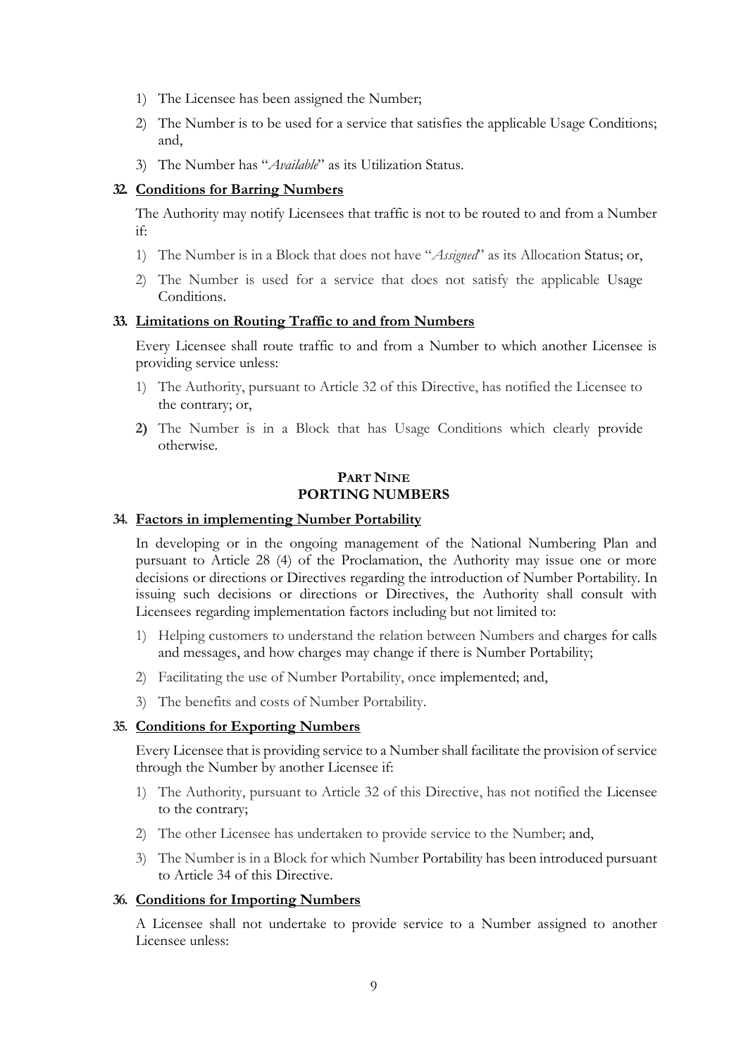1) The Licensee has been assigned the Number;

2) The Number is to be used for a service that satisfies the applicable Usage Conditions; and,

3) The Number has "*Available*" as its Utilization Status.

**32. Conditions for Barring Numbers**

The Authority may notify Licensees that traffic is not to be routed to and from a Number if:

1) The Number is in a Block that does not have "*Assigned*" as its Allocation Status; or,

2) The Number is used for a service that does not satisfy the applicable Usage Conditions.

**33. Limitations on Routing Traffic to and from Numbers**

Every Licensee shall route traffic to and from a Number to which another Licensee is providing service unless:

1) The Authority, pursuant to Article 32 of this Directive, has notified the Licensee to the contrary; or,

2) The Number is in a Block that has Usage Conditions which clearly provide otherwise.

## PART NINE
## PORTING NUMBERS

**34. Factors in implementing Number Portability**

In developing or in the ongoing management of the National Numbering Plan and pursuant to Article 28 (4) of the Proclamation, the Authority may issue one or more decisions or directions or Directives regarding the introduction of Number Portability. In issuing such decisions or directions or Directives, the Authority shall consult with Licensees regarding implementation factors including but not limited to:

1) Helping customers to understand the relation between Numbers and charges for calls and messages, and how charges may change if there is Number Portability;

2) Facilitating the use of Number Portability, once implemented; and,

3) The benefits and costs of Number Portability.

**35. Conditions for Exporting Numbers**

Every Licensee that is providing service to a Number shall facilitate the provision of service through the Number by another Licensee if:

1) The Authority, pursuant to Article 32 of this Directive, has not notified the Licensee to the contrary;

2) The other Licensee has undertaken to provide service to the Number; and,

3) The Number is in a Block for which Number Portability has been introduced pursuant to Article 34 of this Directive.

**36. Conditions for Importing Numbers**

A Licensee shall not undertake to provide service to a Number assigned to another Licensee unless: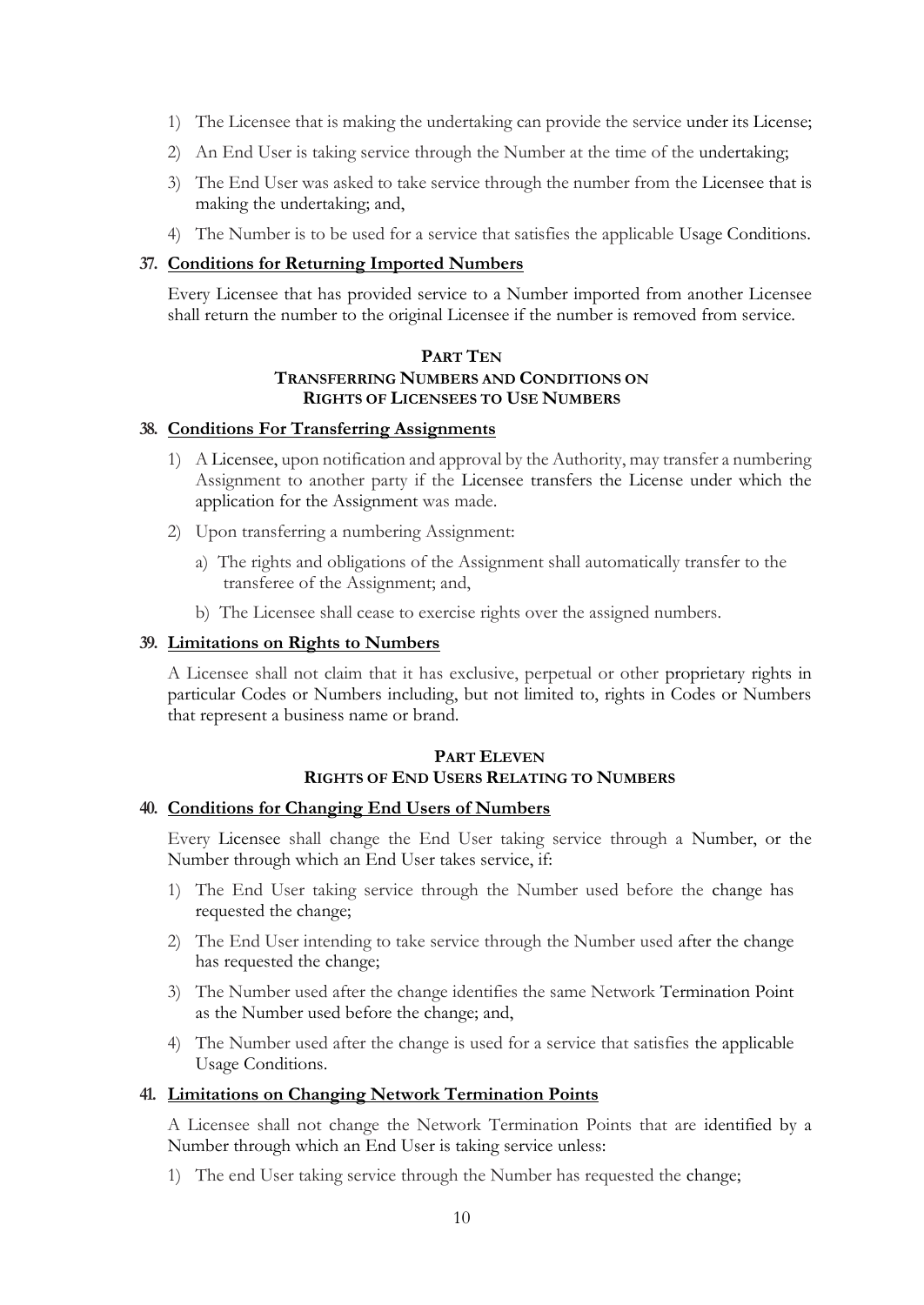1) The Licensee that is making the undertaking can provide the service under its License;

2) An End User is taking service through the Number at the time of the undertaking;

3) The End User was asked to take service through the number from the Licensee that is making the undertaking; and,

4) The Number is to be used for a service that satisfies the applicable Usage Conditions.

### 37. Conditions for Returning Imported Numbers

Every Licensee that has provided service to a Number imported from another Licensee shall return the number to the original Licensee if the number is removed from service.

## PART TEN
## TRANSFERRING NUMBERS AND CONDITIONS ON RIGHTS OF LICENSEES TO USE NUMBERS

### 38. Conditions For Transferring Assignments

1) A Licensee, upon notification and approval by the Authority, may transfer a numbering Assignment to another party if the Licensee transfers the License under which the application for the Assignment was made.

2) Upon transferring a numbering Assignment:

   a) The rights and obligations of the Assignment shall automatically transfer to the transferee of the Assignment; and,

   b) The Licensee shall cease to exercise rights over the assigned numbers.

### 39. Limitations on Rights to Numbers

A Licensee shall not claim that it has exclusive, perpetual or other proprietary rights in particular Codes or Numbers including, but not limited to, rights in Codes or Numbers that represent a business name or brand.

## PART ELEVEN
## RIGHTS OF END USERS RELATING TO NUMBERS

### 40. Conditions for Changing End Users of Numbers

Every Licensee shall change the End User taking service through a Number, or the Number through which an End User takes service, if:

1) The End User taking service through the Number used before the change has requested the change;

2) The End User intending to take service through the Number used after the change has requested the change;

3) The Number used after the change identifies the same Network Termination Point as the Number used before the change; and,

4) The Number used after the change is used for a service that satisfies the applicable Usage Conditions.

### 41. Limitations on Changing Network Termination Points

A Licensee shall not change the Network Termination Points that are identified by a Number through which an End User is taking service unless:

1) The end User taking service through the Number has requested the change;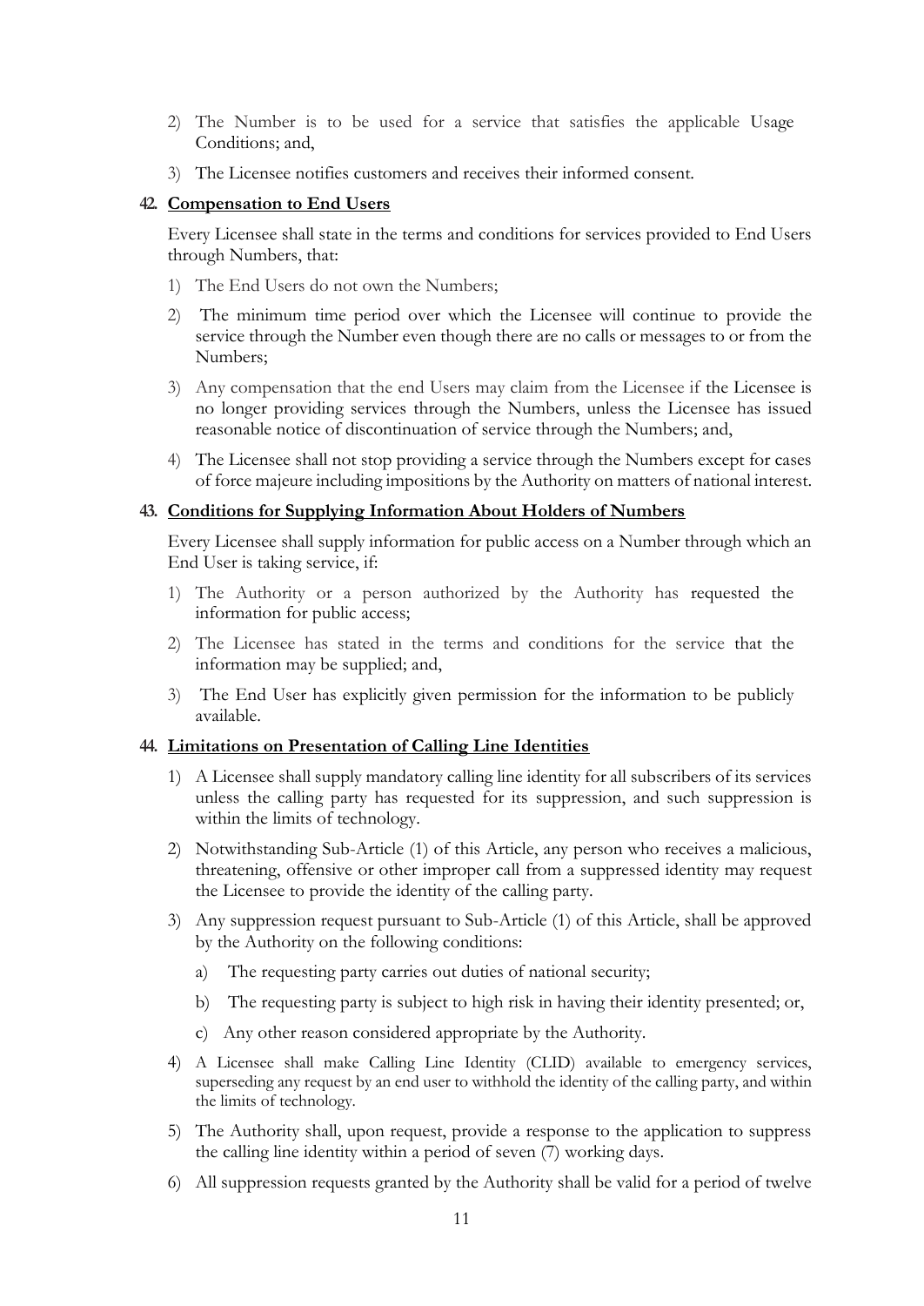2) The Number is to be used for a service that satisfies the applicable Usage Conditions; and,

3) The Licensee notifies customers and receives their informed consent.

## 42. Compensation to End Users

Every Licensee shall state in the terms and conditions for services provided to End Users through Numbers, that:

1) The End Users do not own the Numbers;

2) The minimum time period over which the Licensee will continue to provide the service through the Number even though there are no calls or messages to or from the Numbers;

3) Any compensation that the end Users may claim from the Licensee if the Licensee is no longer providing services through the Numbers, unless the Licensee has issued reasonable notice of discontinuation of service through the Numbers; and,

4) The Licensee shall not stop providing a service through the Numbers except for cases of force majeure including impositions by the Authority on matters of national interest.

## 43. Conditions for Supplying Information About Holders of Numbers

Every Licensee shall supply information for public access on a Number through which an End User is taking service, if:

1) The Authority or a person authorized by the Authority has requested the information for public access;

2) The Licensee has stated in the terms and conditions for the service that the information may be supplied; and,

3) The End User has explicitly given permission for the information to be publicly available.

## 44. Limitations on Presentation of Calling Line Identities

1) A Licensee shall supply mandatory calling line identity for all subscribers of its services unless the calling party has requested for its suppression, and such suppression is within the limits of technology.

2) Notwithstanding Sub-Article (1) of this Article, any person who receives a malicious, threatening, offensive or other improper call from a suppressed identity may request the Licensee to provide the identity of the calling party.

3) Any suppression request pursuant to Sub-Article (1) of this Article, shall be approved by the Authority on the following conditions:

   a) The requesting party carries out duties of national security;

   b) The requesting party is subject to high risk in having their identity presented; or,

   c) Any other reason considered appropriate by the Authority.

4) A Licensee shall make Calling Line Identity (CLID) available to emergency services, superseding any request by an end user to withhold the identity of the calling party, and within the limits of technology.

5) The Authority shall, upon request, provide a response to the application to suppress the calling line identity within a period of seven (7) working days.

6) All suppression requests granted by the Authority shall be valid for a period of twelve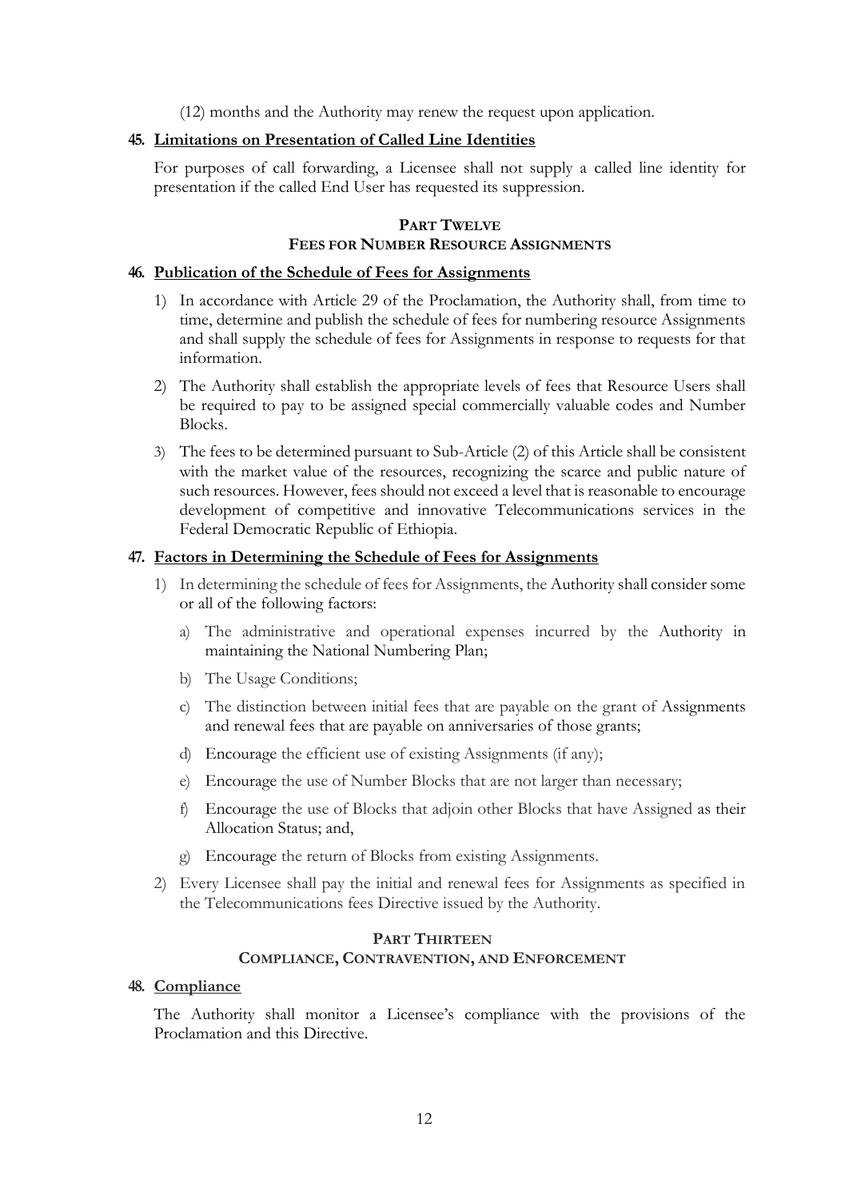(12) months and the Authority may renew the request upon application.

### 45. Limitations on Presentation of Called Line Identities

For purposes of call forwarding, a Licensee shall not supply a called line identity for presentation if the called End User has requested its suppression.

## PART TWELVE
## FEES FOR NUMBER RESOURCE ASSIGNMENTS

### 46. Publication of the Schedule of Fees for Assignments

1) In accordance with Article 29 of the Proclamation, the Authority shall, from time to time, determine and publish the schedule of fees for numbering resource Assignments and shall supply the schedule of fees for Assignments in response to requests for that information.

2) The Authority shall establish the appropriate levels of fees that Resource Users shall be required to pay to be assigned special commercially valuable codes and Number Blocks.

3) The fees to be determined pursuant to Sub-Article (2) of this Article shall be consistent with the market value of the resources, recognizing the scarce and public nature of such resources. However, fees should not exceed a level that is reasonable to encourage development of competitive and innovative Telecommunications services in the Federal Democratic Republic of Ethiopia.

### 47. Factors in Determining the Schedule of Fees for Assignments

1) In determining the schedule of fees for Assignments, the Authority shall consider some or all of the following factors:

   a) The administrative and operational expenses incurred by the Authority in maintaining the National Numbering Plan;

   b) The Usage Conditions;

   c) The distinction between initial fees that are payable on the grant of Assignments and renewal fees that are payable on anniversaries of those grants;

   d) Encourage the efficient use of existing Assignments (if any);

   e) Encourage the use of Number Blocks that are not larger than necessary;

   f) Encourage the use of Blocks that adjoin other Blocks that have Assigned as their Allocation Status; and,

   g) Encourage the return of Blocks from existing Assignments.

2) Every Licensee shall pay the initial and renewal fees for Assignments as specified in the Telecommunications fees Directive issued by the Authority.

## PART THIRTEEN
## COMPLIANCE, CONTRAVENTION, AND ENFORCEMENT

### 48. Compliance

The Authority shall monitor a Licensee's compliance with the provisions of the Proclamation and this Directive.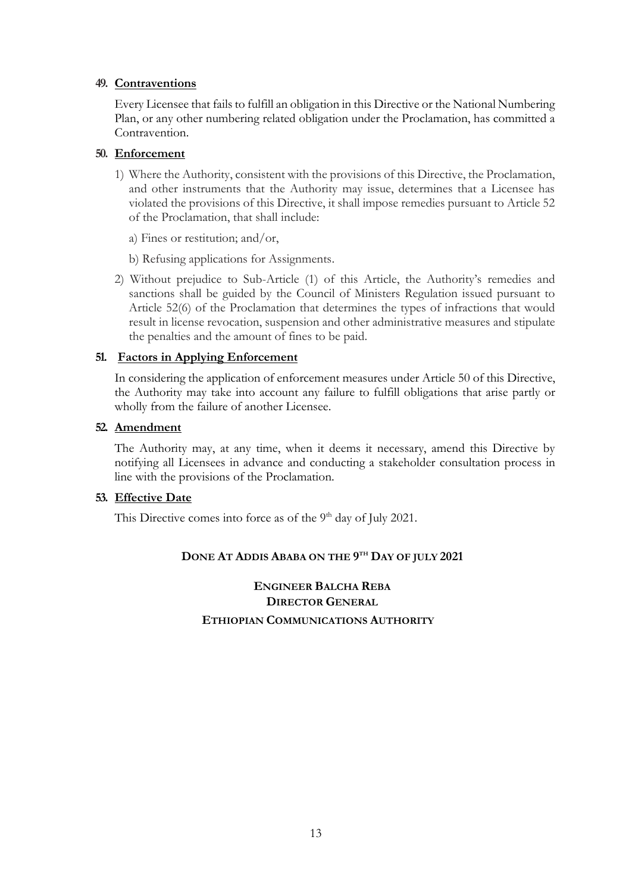### 49. Contraventions

Every Licensee that fails to fulfill an obligation in this Directive or the National Numbering Plan, or any other numbering related obligation under the Proclamation, has committed a Contravention.

### 50. Enforcement

1) Where the Authority, consistent with the provisions of this Directive, the Proclamation, and other instruments that the Authority may issue, determines that a Licensee has violated the provisions of this Directive, it shall impose remedies pursuant to Article 52 of the Proclamation, that shall include:

   a) Fines or restitution; and/or,

   b) Refusing applications for Assignments.

2) Without prejudice to Sub-Article (1) of this Article, the Authority's remedies and sanctions shall be guided by the Council of Ministers Regulation issued pursuant to Article 52(6) of the Proclamation that determines the types of infractions that would result in license revocation, suspension and other administrative measures and stipulate the penalties and the amount of fines to be paid.

### 51. Factors in Applying Enforcement

In considering the application of enforcement measures under Article 50 of this Directive, the Authority may take into account any failure to fulfill obligations that arise partly or wholly from the failure of another Licensee.

### 52. Amendment

The Authority may, at any time, when it deems it necessary, amend this Directive by notifying all Licensees in advance and conducting a stakeholder consultation process in line with the provisions of the Proclamation.

### 53. Effective Date

This Directive comes into force as of the 9th day of July 2021.

**DONE AT ADDIS ABABA ON THE 9TH DAY OF JULY 2021**

**ENGINEER BALCHA REBA**
**DIRECTOR GENERAL**
**ETHIOPIAN COMMUNICATIONS AUTHORITY**